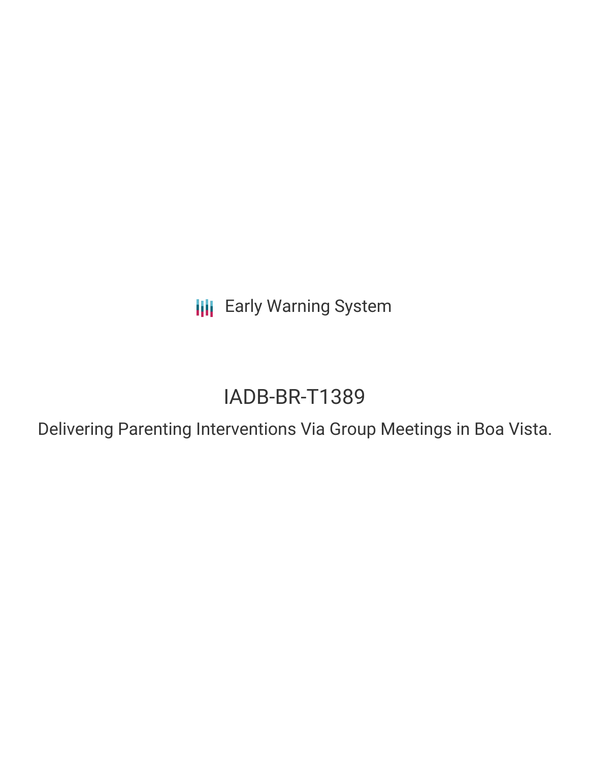Early Warning System

# IADB-BR-T1389

## Delivering Parenting Interventions Via Group Meetings in Boa Vista.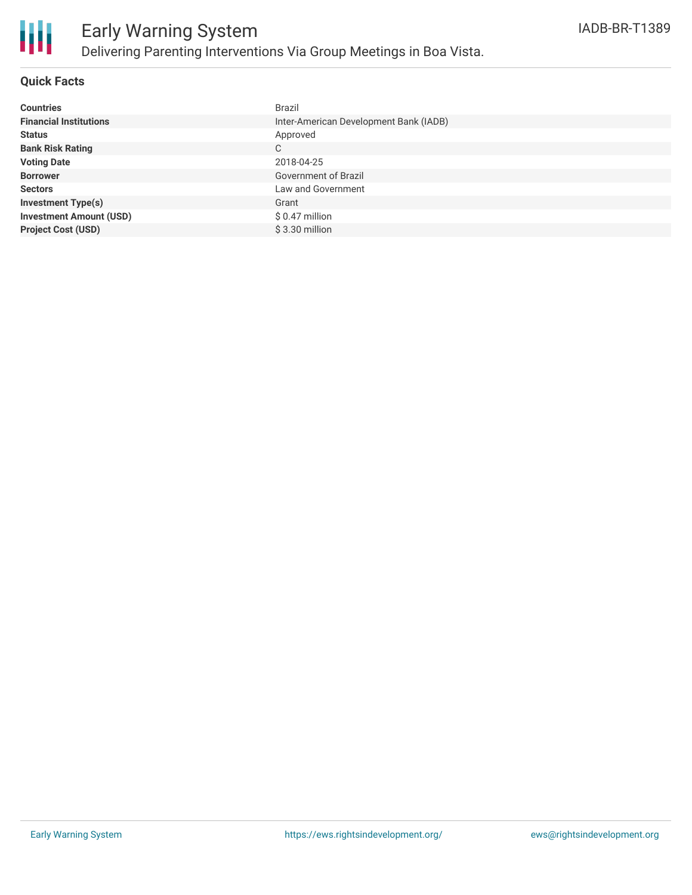# Early Warning System

## Delivering Parenting Interventions Via Group Meetings in Boa Vista.

IADB-BR-T1389

### Quick Facts

| | |
|---|---|
| **Countries** | Brazil |
| **Financial Institutions** | Inter-American Development Bank (IADB) |
| **Status** | Approved |
| **Bank Risk Rating** | C |
| **Voting Date** | 2018-04-25 |
| **Borrower** | Government of Brazil |
| **Sectors** | Law and Government |
| **Investment Type(s)** | Grant |
| **Investment Amount (USD)** | $ 0.47 million |
| **Project Cost (USD)** | $ 3.30 million |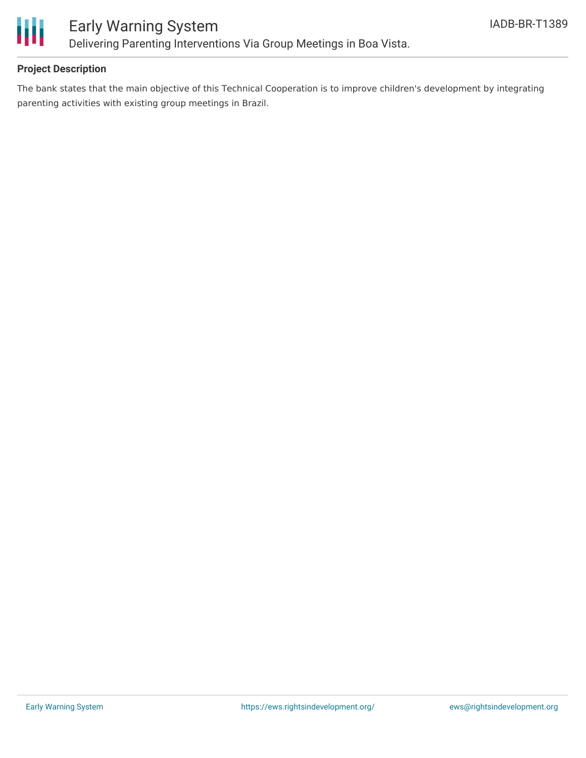## Project Description

The bank states that the main objective of this Technical Cooperation is to improve children's development by integrating parenting activities with existing group meetings in Brazil.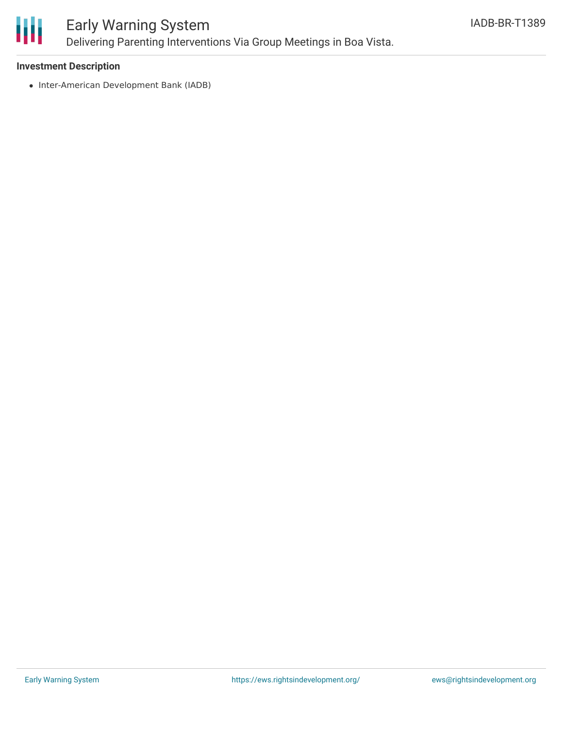### Investment Description

- Inter-American Development Bank (IADB)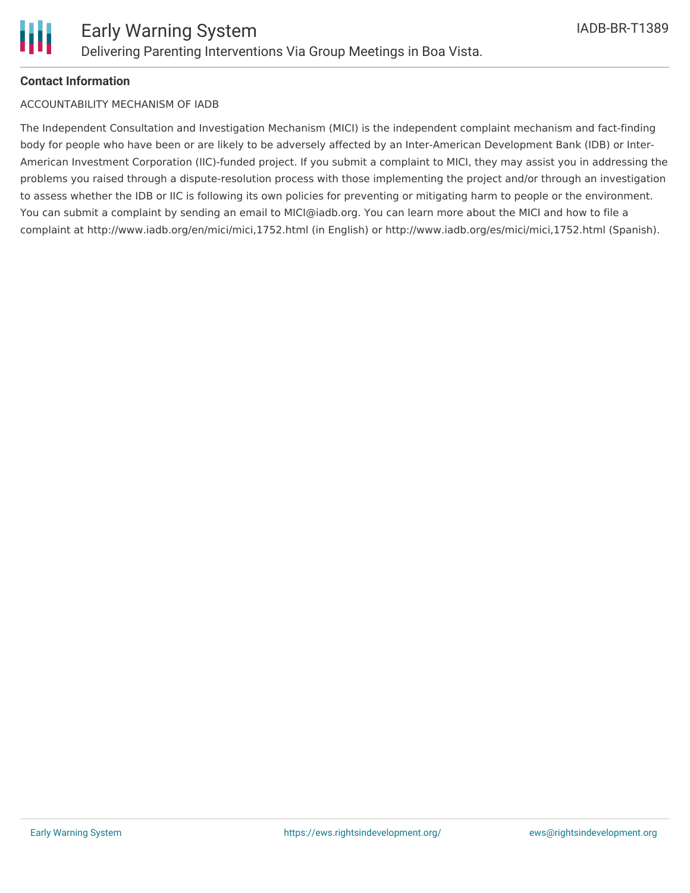**Contact Information**

ACCOUNTABILITY MECHANISM OF IADB

The Independent Consultation and Investigation Mechanism (MICI) is the independent complaint mechanism and fact-finding body for people who have been or are likely to be adversely affected by an Inter-American Development Bank (IDB) or Inter-American Investment Corporation (IIC)-funded project. If you submit a complaint to MICI, they may assist you in addressing the problems you raised through a dispute-resolution process with those implementing the project and/or through an investigation to assess whether the IDB or IIC is following its own policies for preventing or mitigating harm to people or the environment. You can submit a complaint by sending an email to MICI@iadb.org. You can learn more about the MICI and how to file a complaint at http://www.iadb.org/en/mici/mici,1752.html (in English) or http://www.iadb.org/es/mici/mici,1752.html (Spanish).